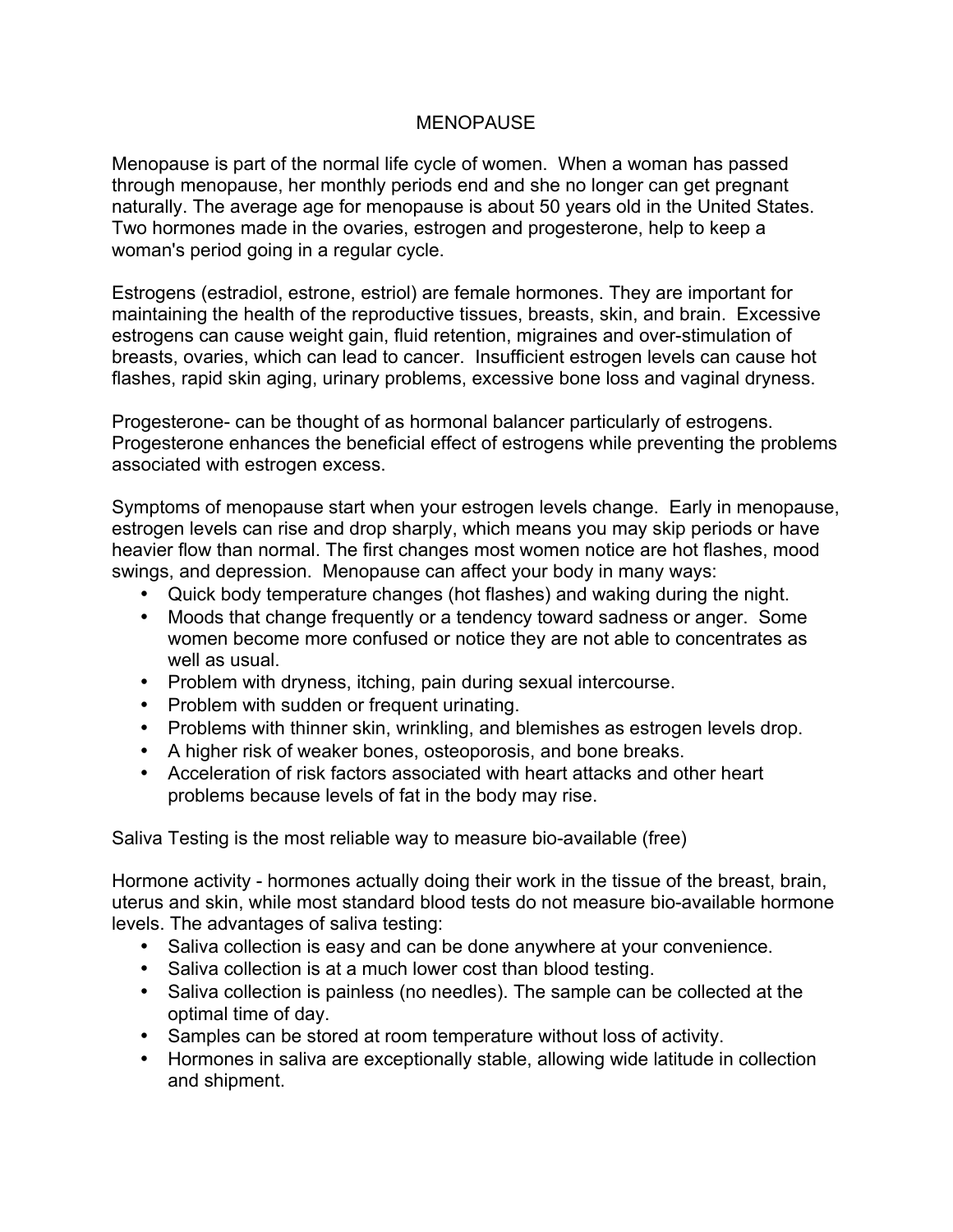# MENOPAUSE

Menopause is part of the normal life cycle of women. When a woman has passed through menopause, her monthly periods end and she no longer can get pregnant naturally. The average age for menopause is about 50 years old in the United States. Two hormones made in the ovaries, estrogen and progesterone, help to keep a woman's period going in a regular cycle.

Estrogens (estradiol, estrone, estriol) are female hormones. They are important for maintaining the health of the reproductive tissues, breasts, skin, and brain. Excessive estrogens can cause weight gain, fluid retention, migraines and over-stimulation of breasts, ovaries, which can lead to cancer. Insufficient estrogen levels can cause hot flashes, rapid skin aging, urinary problems, excessive bone loss and vaginal dryness.

Progesterone- can be thought of as hormonal balancer particularly of estrogens. Progesterone enhances the beneficial effect of estrogens while preventing the problems associated with estrogen excess.

Symptoms of menopause start when your estrogen levels change. Early in menopause, estrogen levels can rise and drop sharply, which means you may skip periods or have heavier flow than normal. The first changes most women notice are hot flashes, mood swings, and depression. Menopause can affect your body in many ways:

- Quick body temperature changes (hot flashes) and waking during the night.
- Moods that change frequently or a tendency toward sadness or anger. Some women become more confused or notice they are not able to concentrates as well as usual.
- Problem with dryness, itching, pain during sexual intercourse.
- Problem with sudden or frequent urinating.
- Problems with thinner skin, wrinkling, and blemishes as estrogen levels drop.
- A higher risk of weaker bones, osteoporosis, and bone breaks.
- Acceleration of risk factors associated with heart attacks and other heart problems because levels of fat in the body may rise.

Saliva Testing is the most reliable way to measure bio-available (free)

Hormone activity - hormones actually doing their work in the tissue of the breast, brain, uterus and skin, while most standard blood tests do not measure bio-available hormone levels. The advantages of saliva testing:

- Saliva collection is easy and can be done anywhere at your convenience.
- Saliva collection is at a much lower cost than blood testing.
- Saliva collection is painless (no needles). The sample can be collected at the optimal time of day.
- Samples can be stored at room temperature without loss of activity.
- Hormones in saliva are exceptionally stable, allowing wide latitude in collection and shipment.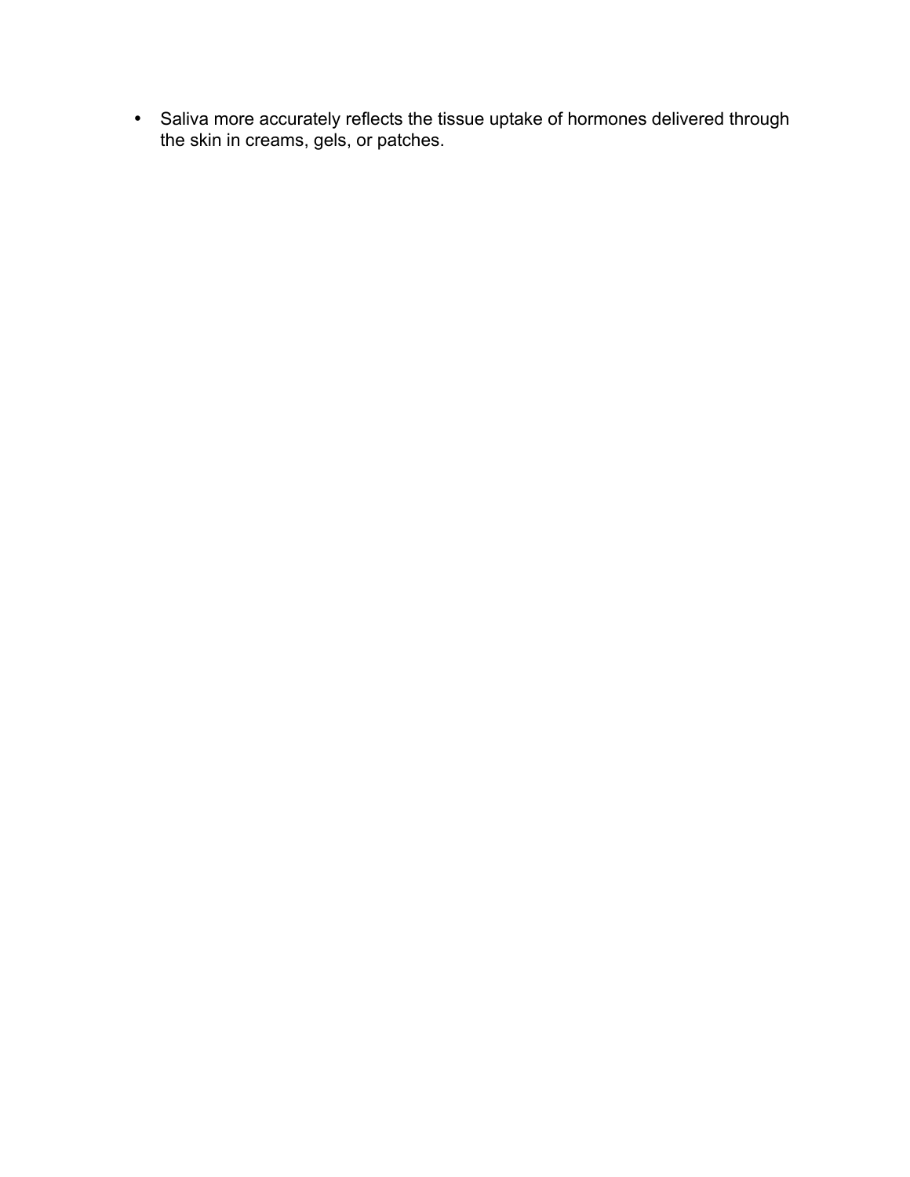- Saliva more accurately reflects the tissue uptake of hormones delivered through the skin in creams, gels, or patches.